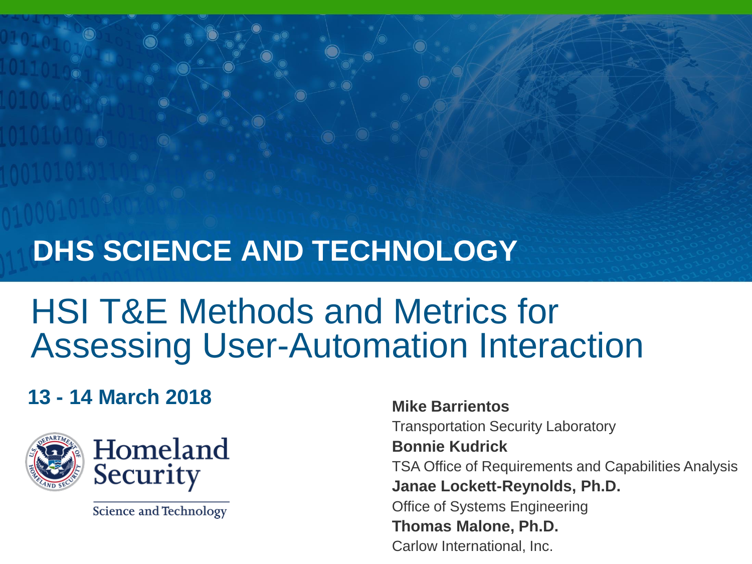**DHS SCIENCE AND TECHNOLOGY**

# HSI T&E Methods and Metrics for Assessing User-Automation Interaction

**13 - 14 March 2018**

Homeland Security

Science and Technology

**Mike Barrientos**
Transportation Security Laboratory

**Bonnie Kudrick**
TSA Office of Requirements and Capabilities Analysis

**Janae Lockett-Reynolds, Ph.D.**
Office of Systems Engineering

**Thomas Malone, Ph.D.**
Carlow International, Inc.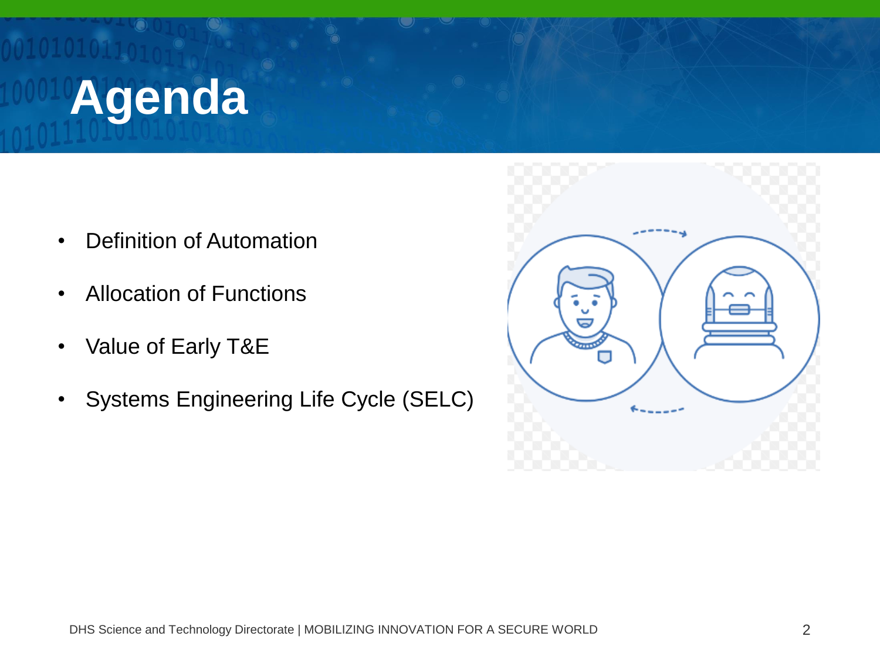# Agenda

- Definition of Automation
- Allocation of Functions
- Value of Early T&E
- Systems Engineering Life Cycle (SELC)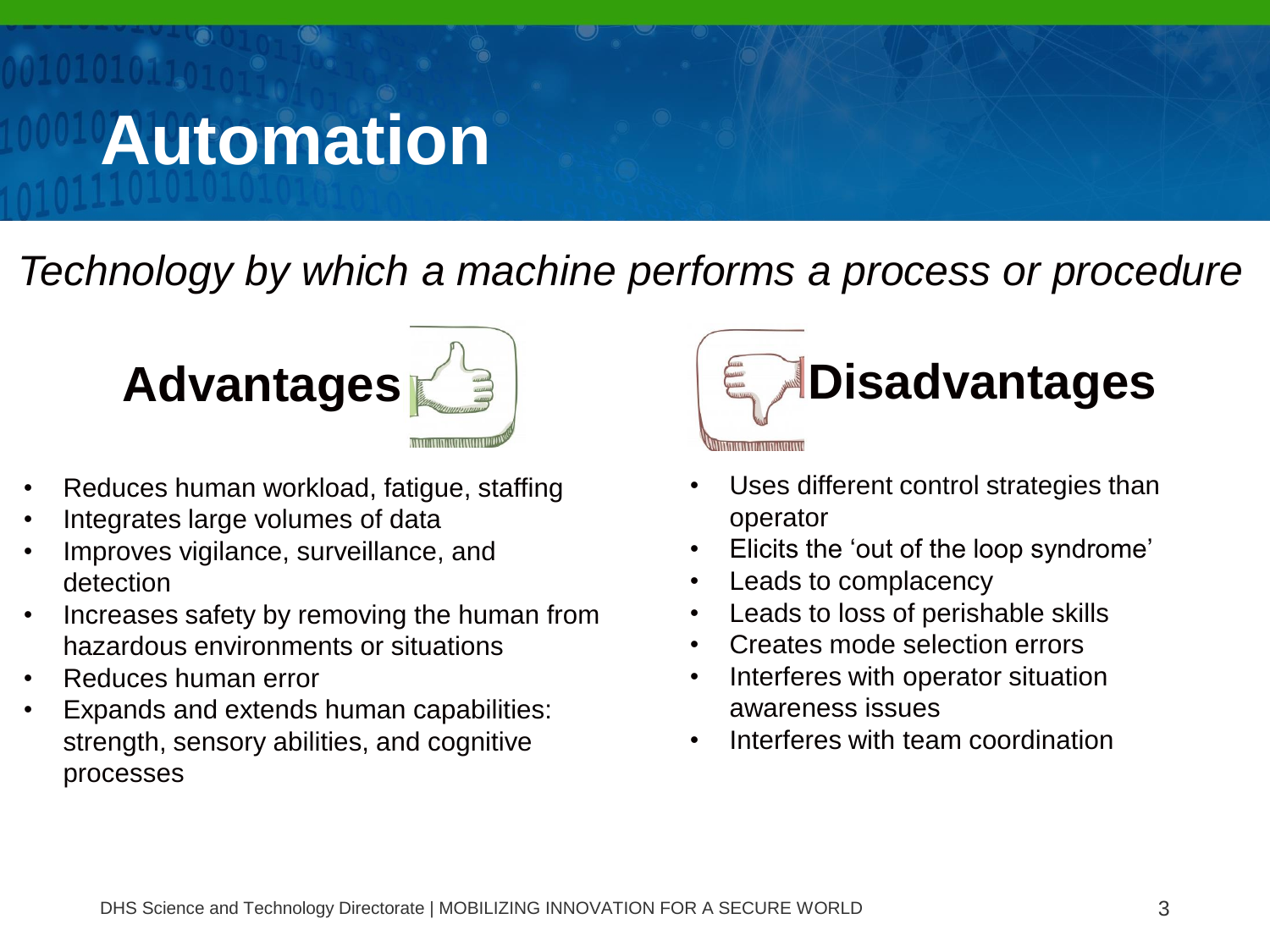# Automation

*Technology by which a machine performs a process or procedure*

## Advantages

- Reduces human workload, fatigue, staffing
- Integrates large volumes of data
- Improves vigilance, surveillance, and detection
- Increases safety by removing the human from hazardous environments or situations
- Reduces human error
- Expands and extends human capabilities: strength, sensory abilities, and cognitive processes

## Disadvantages

- Uses different control strategies than operator
- Elicits the 'out of the loop syndrome'
- Leads to complacency
- Leads to loss of perishable skills
- Creates mode selection errors
- Interferes with operator situation awareness issues
- Interferes with team coordination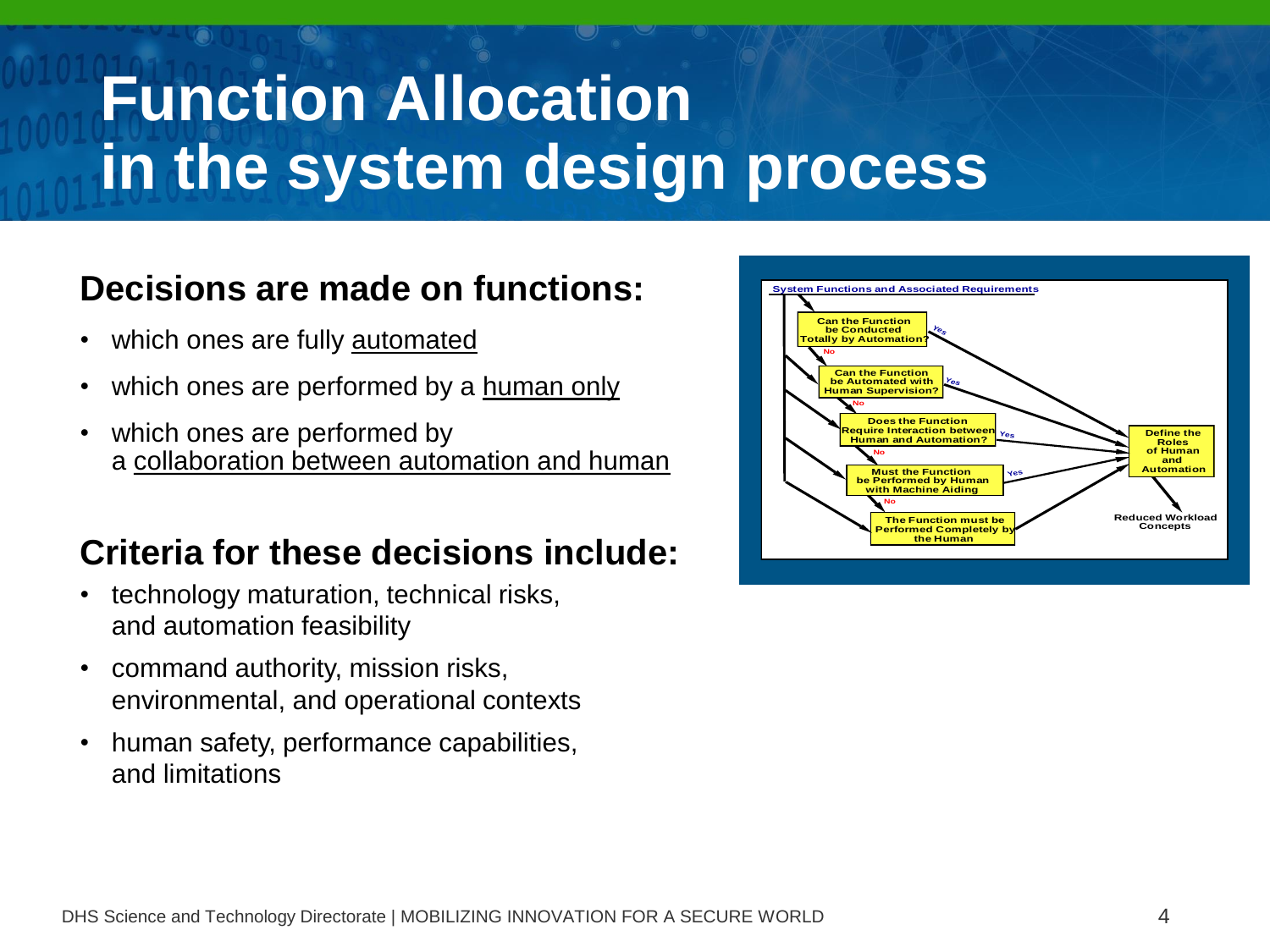# Function Allocation in the system design process

## Decisions are made on functions:

- which ones are fully automated
- which ones are performed by a human only
- which ones are performed by a collaboration between automation and human

## Criteria for these decisions include:

- technology maturation, technical risks, and automation feasibility
- command authority, mission risks, environmental, and operational contexts
- human safety, performance capabilities, and limitations

System Functions and Associated Requirements

Can the Function be Conducted Totally by Automation?

Yes

No

Can the Function be Automated with Human Supervision?

Yes

No

Does the Function Require Interaction between Human and Automation?

Yes

No

Must the Function be Performed by Human with Machine Aiding

Yes

No

The Function must be Performed Completely by the Human

Define the Roles of Human and Automation

Reduced Workload Concepts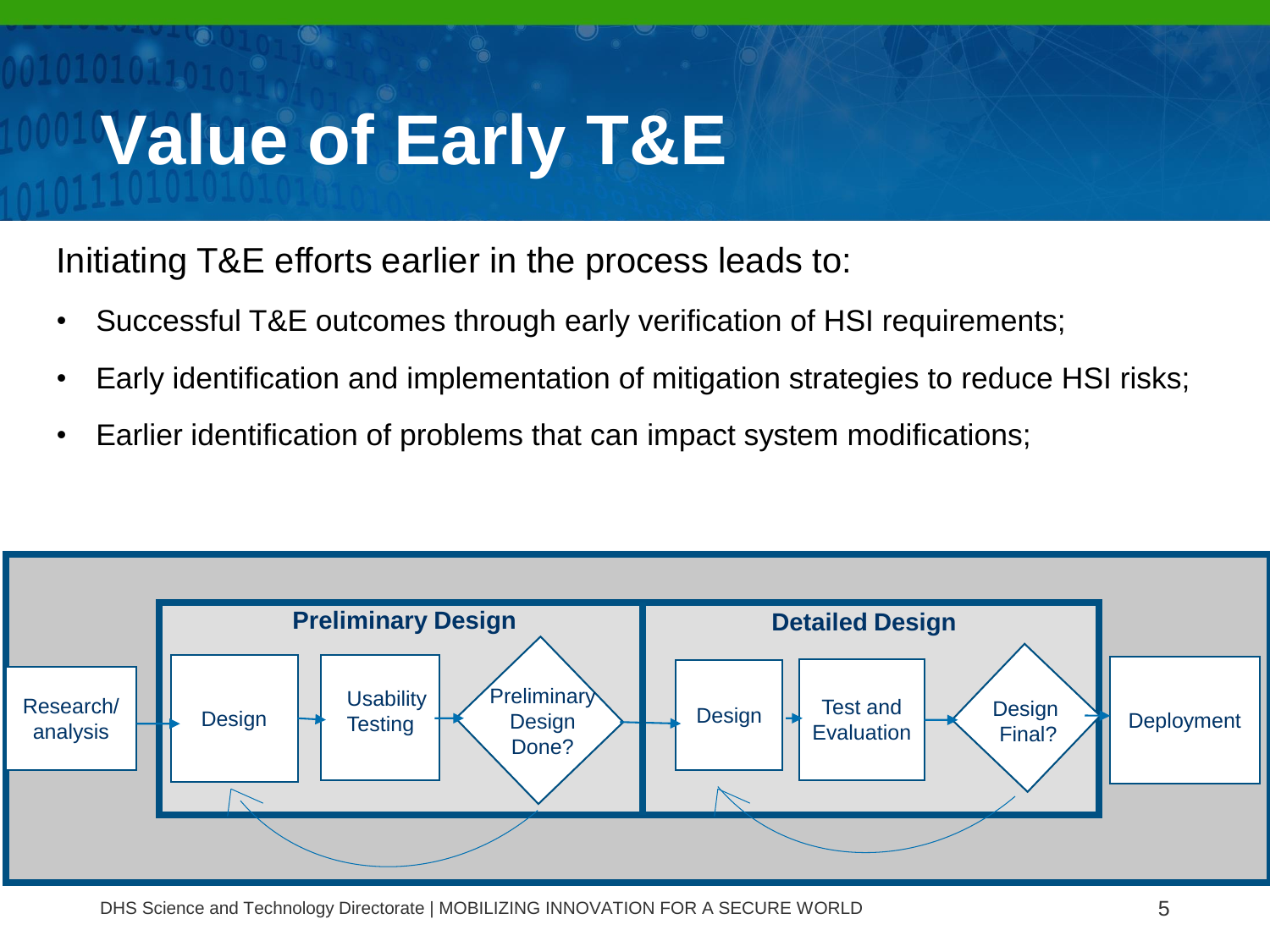# Value of Early T&E

Initiating T&E efforts earlier in the process leads to:

- Successful T&E outcomes through early verification of HSI requirements;
- Early identification and implementation of mitigation strategies to reduce HSI risks;
- Earlier identification of problems that can impact system modifications;

Research/ analysis

**Preliminary Design**

Design

Usability Testing

Preliminary Design Done?

**Detailed Design**

Design

Test and Evaluation

Design Final?

Deployment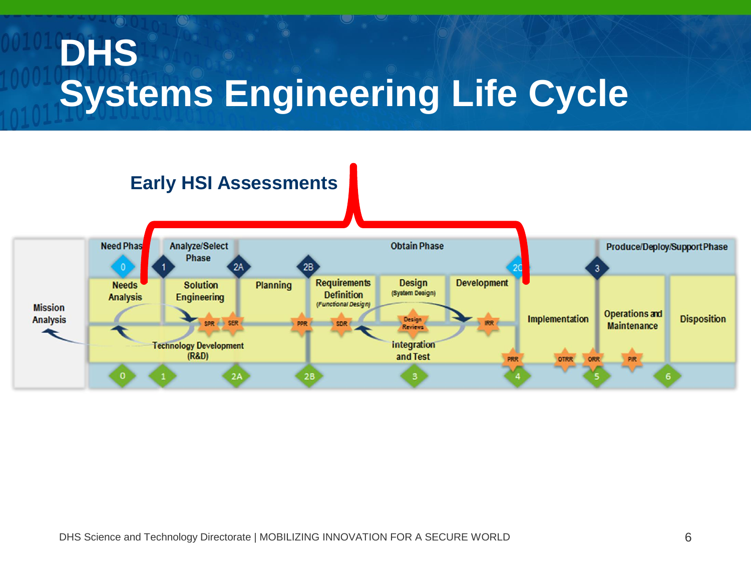# DHS
# Systems Engineering Life Cycle

**Early HSI Assessments**

Need Phase | Analyze/Select Phase | Obtain Phase | Produce/Deploy/Support Phase

0 | 1 | 2A | 2B | 2C | 3

Mission Analysis

Needs Analysis | Solution Engineering | Planning | Requirements Definition *(Functional Design)* | Design (System Design) | Development | Implementation | Operations and Maintenance | Disposition

SPR | SER | PPR | SDR | Design Reviews | IRR | PRR | OTRR | ORR | PIR

Technology Development (R&D)

Integration and Test

0 | 1 | 2A | 2B | 3 | 4 | 5 | 6

DHS Science and Technology Directorate | MOBILIZING INNOVATION FOR A SECURE WORLD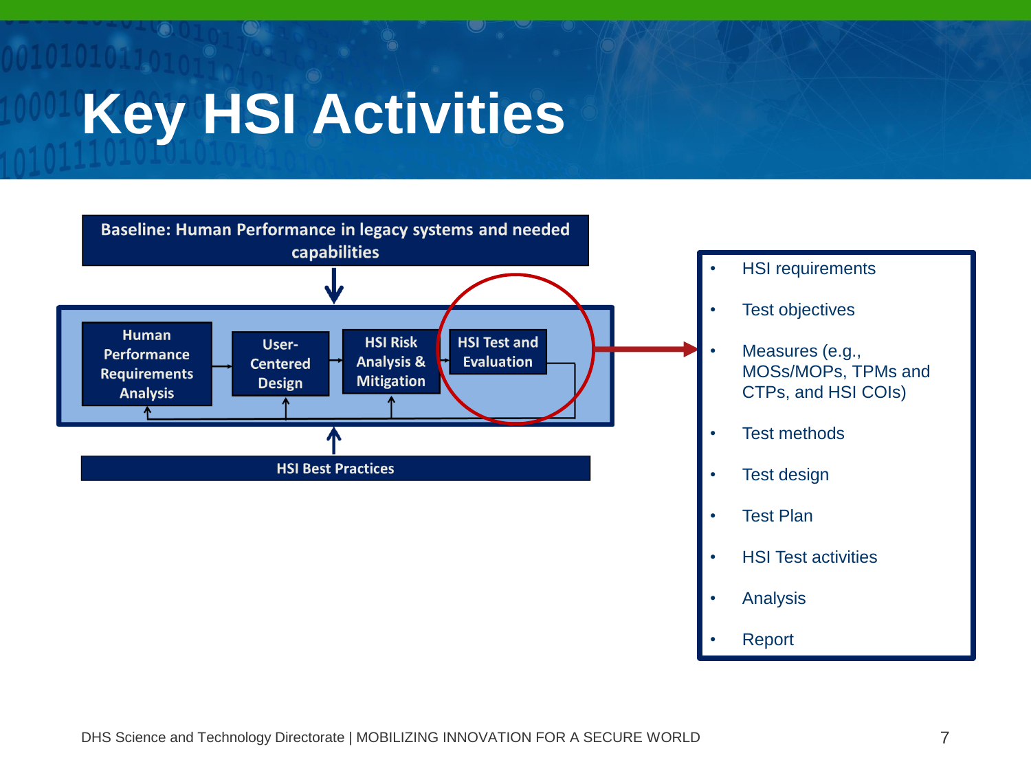# Key HSI Activities

Baseline: Human Performance in legacy systems and needed capabilities

Human Performance Requirements Analysis → User-Centered Design → HSI Risk Analysis & Mitigation → HSI Test and Evaluation

HSI Best Practices

- HSI requirements
- Test objectives
- Measures (e.g., MOSs/MOPs, TPMs and CTPs, and HSI COIs)
- Test methods
- Test design
- Test Plan
- HSI Test activities
- Analysis
- Report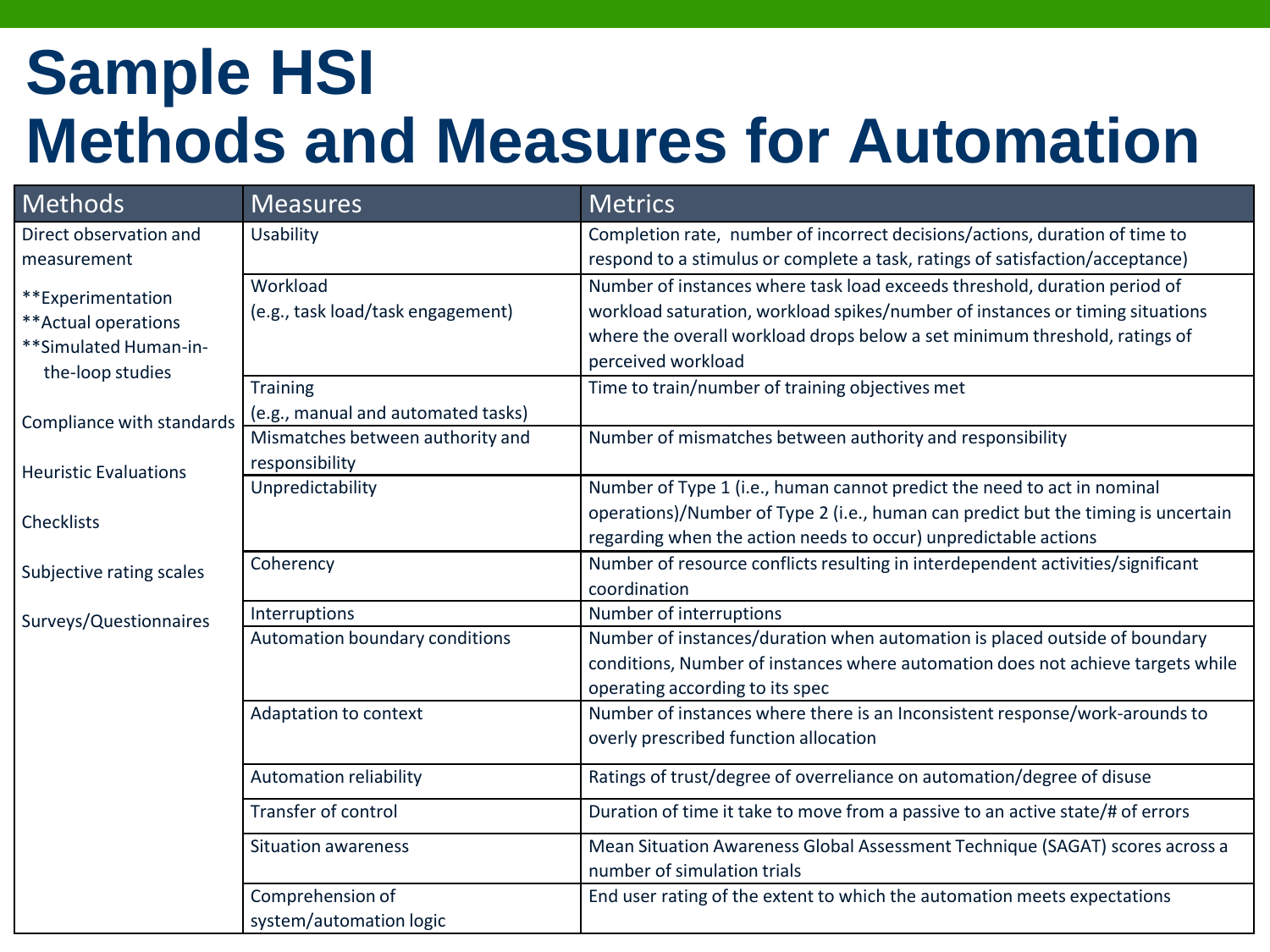# Sample HSI Methods and Measures for Automation

| Methods | Measures | Metrics |
|---|---|---|
| Direct observation and measurement<br><br>**Experimentation<br>**Actual operations<br>**Simulated Human-in-the-loop studies<br><br>Compliance with standards<br><br>Heuristic Evaluations<br><br>Checklists<br><br>Subjective rating scales<br><br>Surveys/Questionnaires | Usability | Completion rate, number of incorrect decisions/actions, duration of time to respond to a stimulus or complete a task, ratings of satisfaction/acceptance) |
| | Workload (e.g., task load/task engagement) | Number of instances where task load exceeds threshold, duration period of workload saturation, workload spikes/number of instances or timing situations where the overall workload drops below a set minimum threshold, ratings of perceived workload |
| | Training (e.g., manual and automated tasks) | Time to train/number of training objectives met |
| | Mismatches between authority and responsibility | Number of mismatches between authority and responsibility |
| | Unpredictability | Number of Type 1 (i.e., human cannot predict the need to act in nominal operations)/Number of Type 2 (i.e., human can predict but the timing is uncertain regarding when the action needs to occur) unpredictable actions |
| | Coherency | Number of resource conflicts resulting in interdependent activities/significant coordination |
| | Interruptions | Number of interruptions |
| | Automation boundary conditions | Number of instances/duration when automation is placed outside of boundary conditions, Number of instances where automation does not achieve targets while operating according to its spec |
| | Adaptation to context | Number of instances where there is an Inconsistent response/work-arounds to overly prescribed function allocation |
| | Automation reliability | Ratings of trust/degree of overreliance on automation/degree of disuse |
| | Transfer of control | Duration of time it take to move from a passive to an active state/# of errors |
| | Situation awareness | Mean Situation Awareness Global Assessment Technique (SAGAT) scores across a number of simulation trials |
| | Comprehension of system/automation logic | End user rating of the extent to which the automation meets expectations |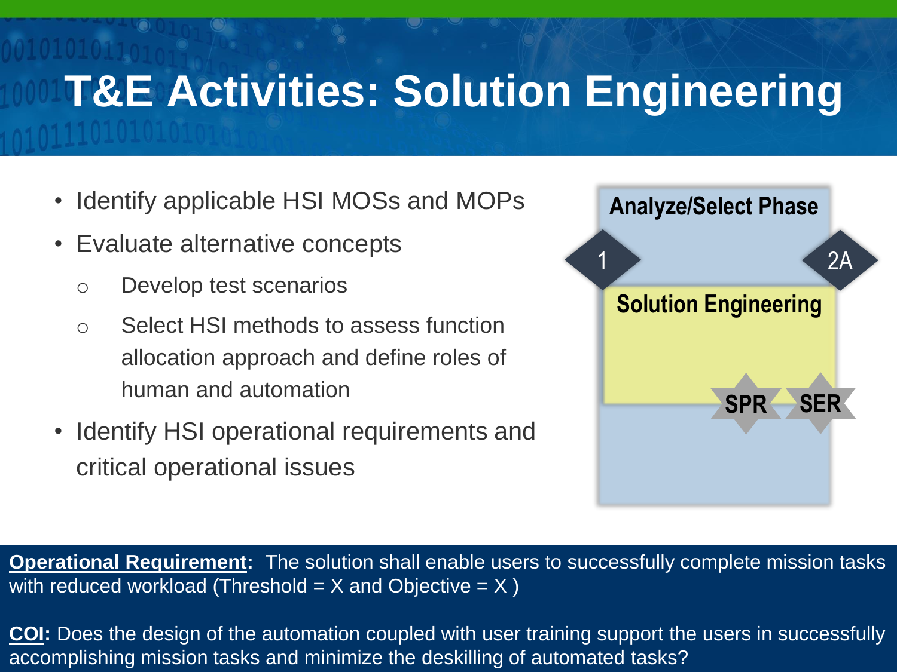# T&E Activities: Solution Engineering

- Identify applicable HSI MOSs and MOPs
- Evaluate alternative concepts
  - Develop test scenarios
  - Select HSI methods to assess function allocation approach and define roles of human and automation
- Identify HSI operational requirements and critical operational issues

Analyze/Select Phase

1

2A

Solution Engineering

SPR

SER

**Operational Requirement:** The solution shall enable users to successfully complete mission tasks with reduced workload (Threshold = X and Objective = X )

**COI:** Does the design of the automation coupled with user training support the users in successfully accomplishing mission tasks and minimize the deskilling of automated tasks?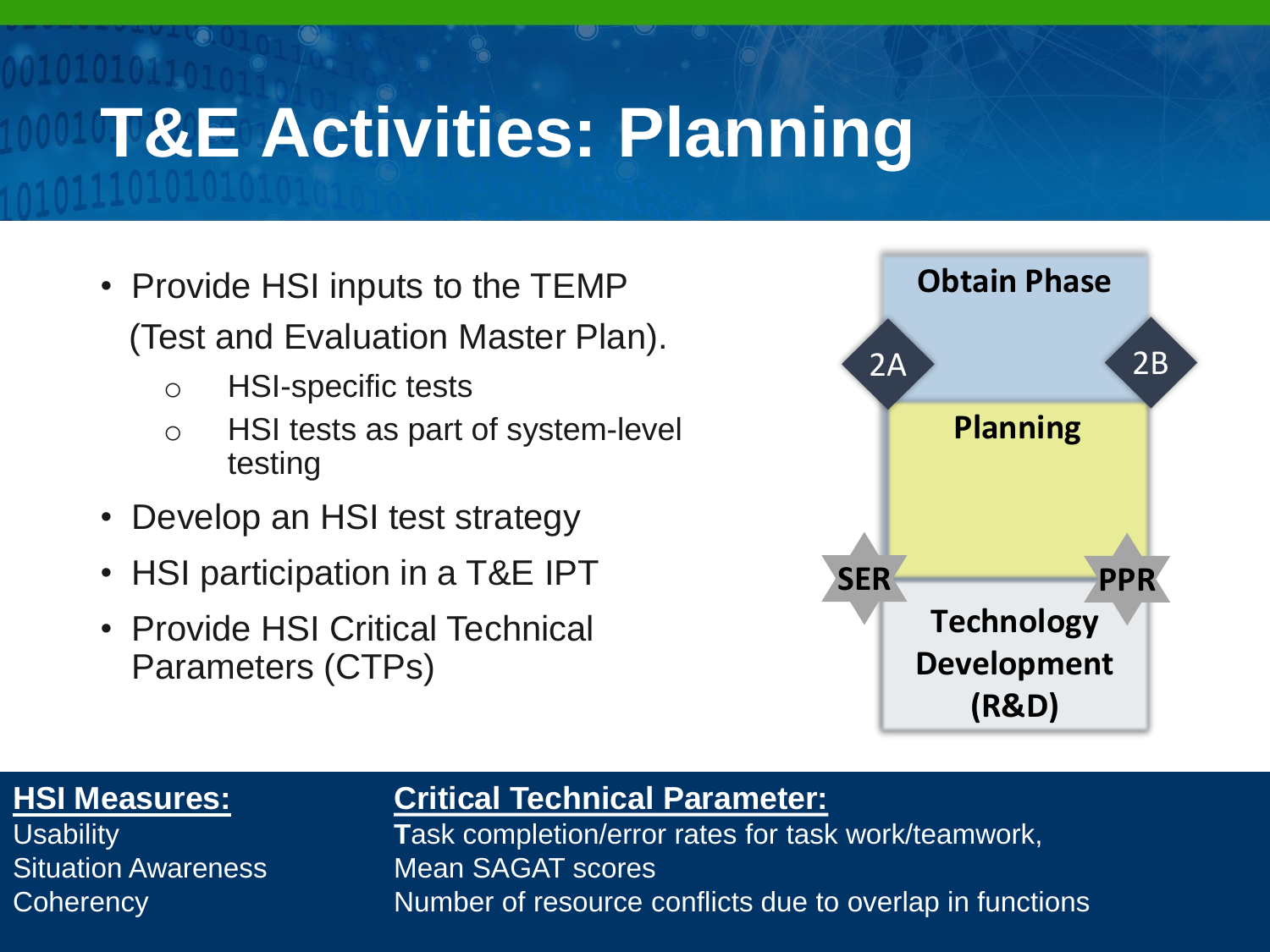# T&E Activities: Planning

- Provide HSI inputs to the TEMP (Test and Evaluation Master Plan).
  - HSI-specific tests
  - HSI tests as part of system-level testing
- Develop an HSI test strategy
- HSI participation in a T&E IPT
- Provide HSI Critical Technical Parameters (CTPs)

Obtain Phase

2A

2B

Planning

SER

PPR

Technology Development (R&D)

**HSI Measures:**
Usability
Situation Awareness
Coherency

**Critical Technical Parameter:**
**T**ask completion/error rates for task work/teamwork,
Mean SAGAT scores
Number of resource conflicts due to overlap in functions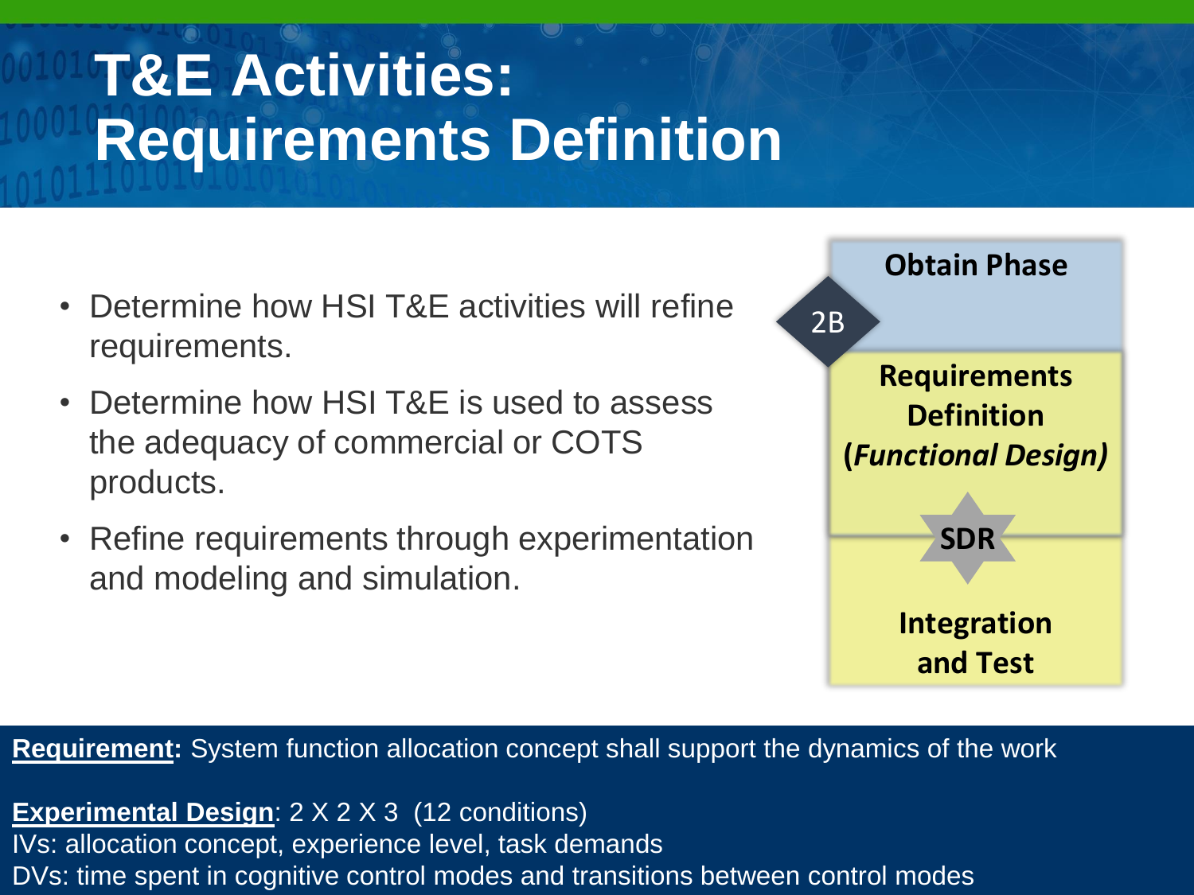# T&E Activities: Requirements Definition

- Determine how HSI T&E activities will refine requirements.
- Determine how HSI T&E is used to assess the adequacy of commercial or COTS products.
- Refine requirements through experimentation and modeling and simulation.

**Obtain Phase**

2B

**Requirements Definition (*Functional Design*)**

**SDR**

**Integration and Test**

**Requirement:** System function allocation concept shall support the dynamics of the work

**Experimental Design**: 2 X 2 X 3 (12 conditions)
IVs: allocation concept, experience level, task demands
DVs: time spent in cognitive control modes and transitions between control modes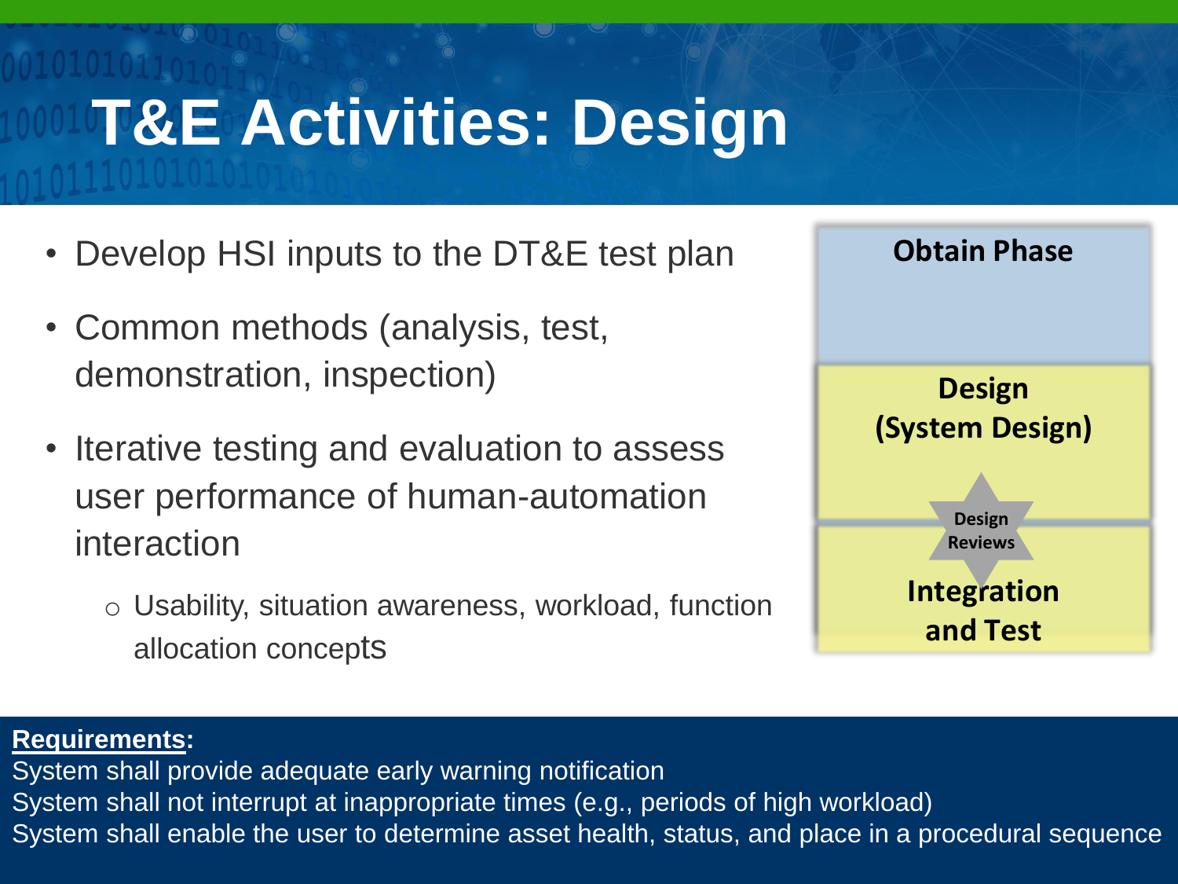# T&E Activities: Design

- Develop HSI inputs to the DT&E test plan
- Common methods (analysis, test, demonstration, inspection)
- Iterative testing and evaluation to assess user performance of human-automation interaction
  - Usability, situation awareness, workload, function allocation concepts

**Obtain Phase**

**Design (System Design)**

**Design Reviews**

**Integration and Test**

**Requirements:**

System shall provide adequate early warning notification

System shall not interrupt at inappropriate times (e.g., periods of high workload)

System shall enable the user to determine asset health, status, and place in a procedural sequence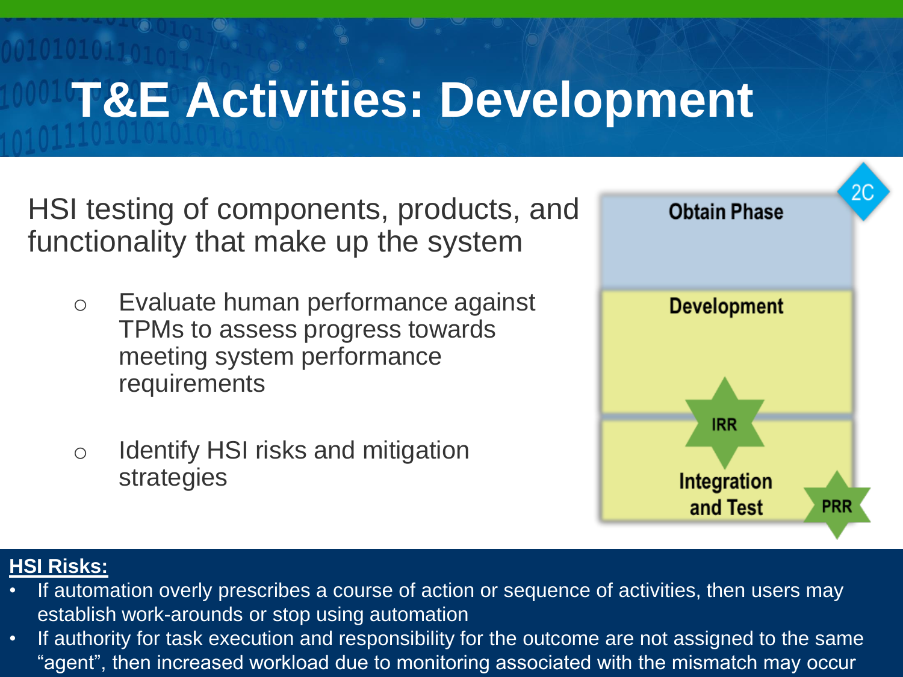# T&E Activities: Development

HSI testing of components, products, and functionality that make up the system

- Evaluate human performance against TPMs to assess progress towards meeting system performance requirements
- Identify HSI risks and mitigation strategies

2C

Obtain Phase

Development

IRR

Integration and Test

PRR

**HSI Risks:**

- If automation overly prescribes a course of action or sequence of activities, then users may establish work-arounds or stop using automation
- If authority for task execution and responsibility for the outcome are not assigned to the same "agent", then increased workload due to monitoring associated with the mismatch may occur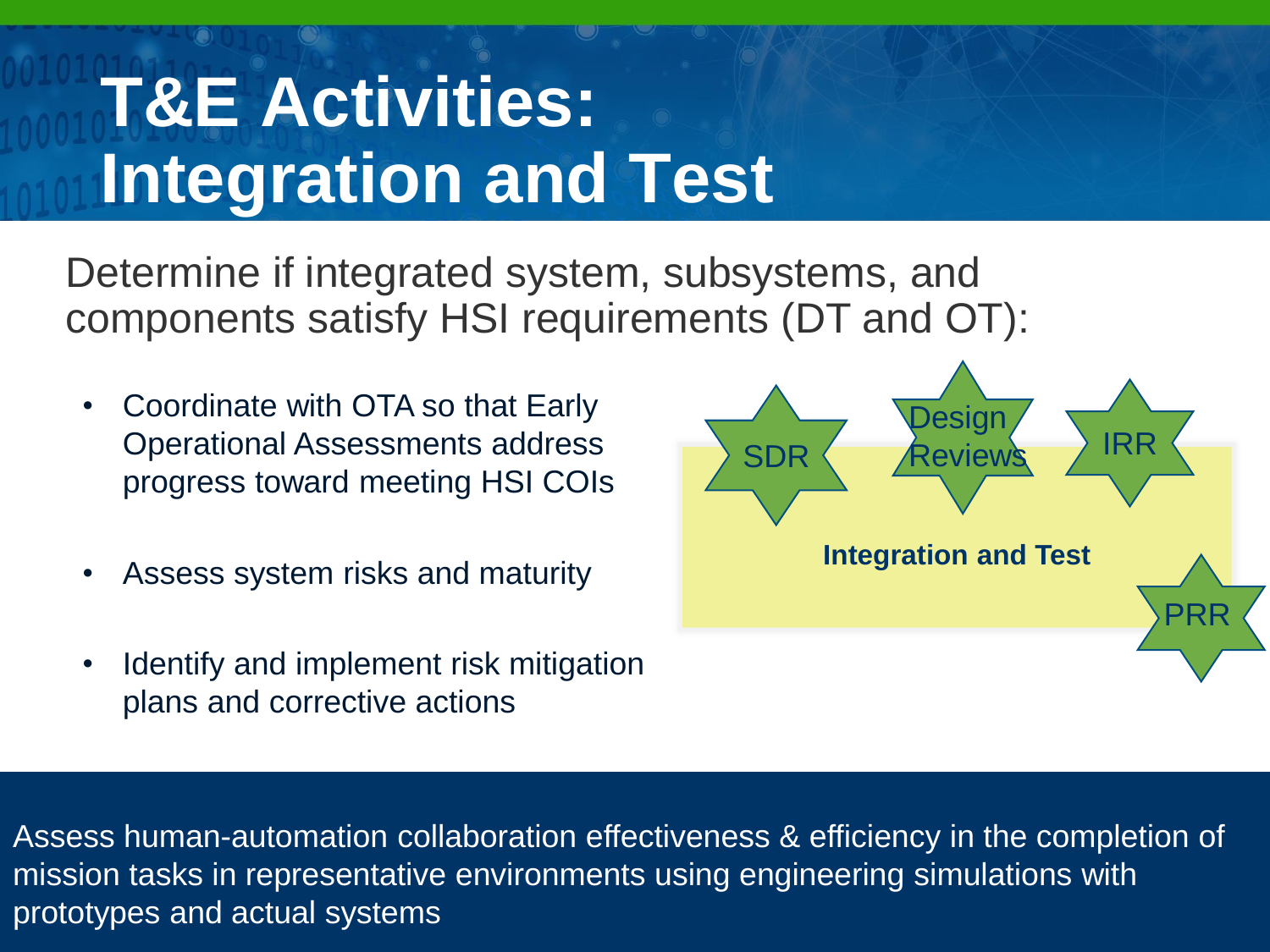# T&E Activities: Integration and Test

Determine if integrated system, subsystems, and components satisfy HSI requirements (DT and OT):

- Coordinate with OTA so that Early Operational Assessments address progress toward meeting HSI COIs
- Assess system risks and maturity
- Identify and implement risk mitigation plans and corrective actions

SDR

Design Reviews

IRR

**Integration and Test**

PRR

Assess human-automation collaboration effectiveness & efficiency in the completion of mission tasks in representative environments using engineering simulations with prototypes and actual systems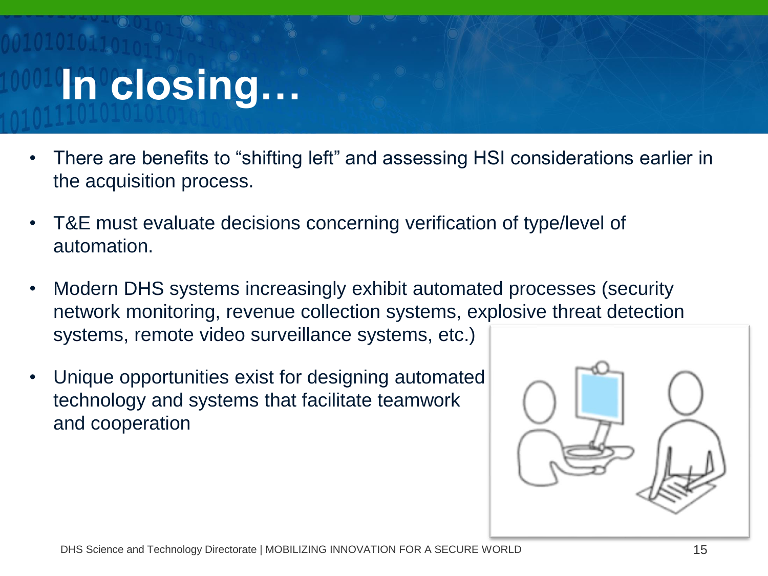# In closing…

- There are benefits to "shifting left" and assessing HSI considerations earlier in the acquisition process.
- T&E must evaluate decisions concerning verification of type/level of automation.
- Modern DHS systems increasingly exhibit automated processes (security network monitoring, revenue collection systems, explosive threat detection systems, remote video surveillance systems, etc.)
- Unique opportunities exist for designing automated technology and systems that facilitate teamwork and cooperation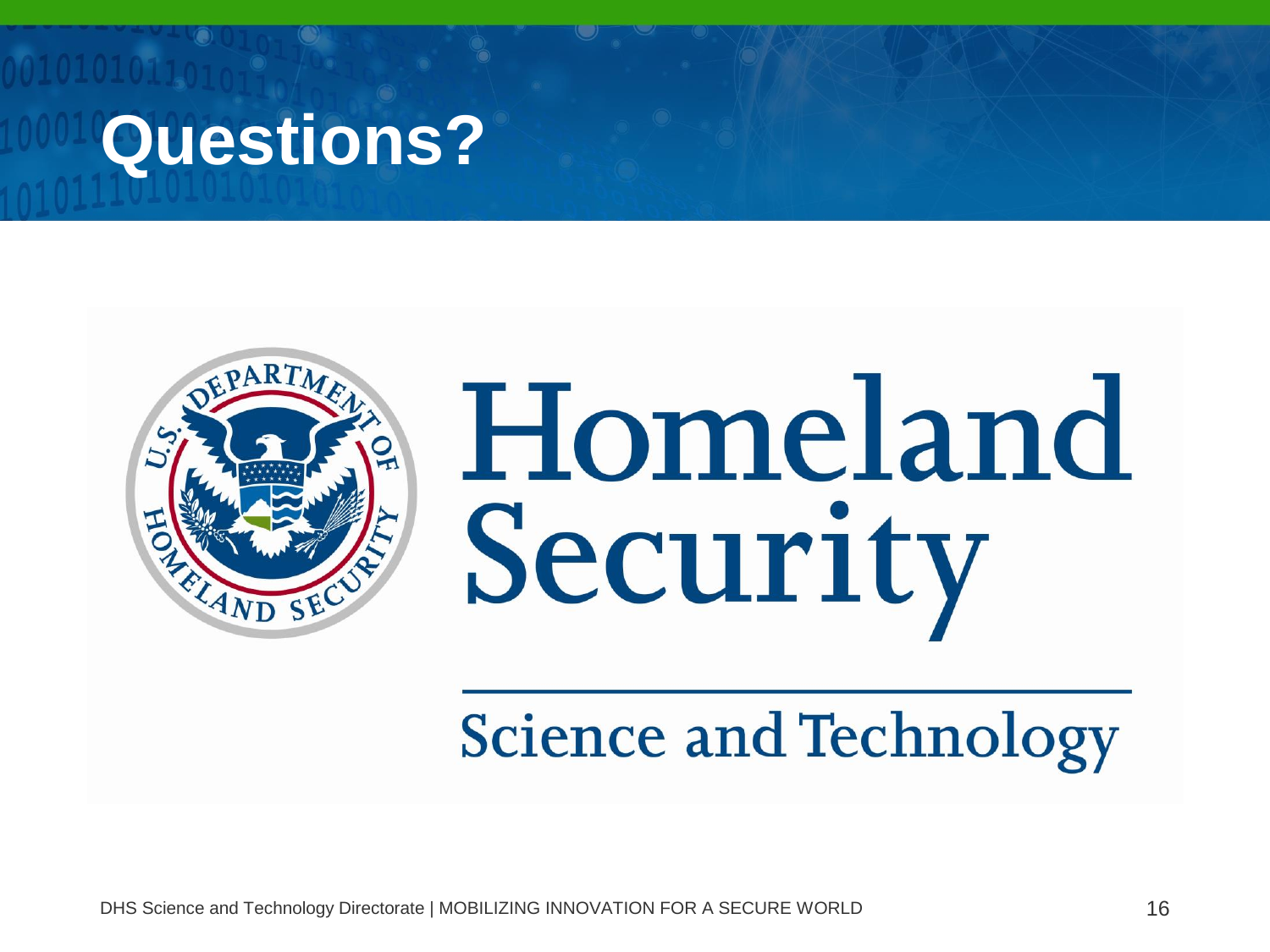# Questions?

Homeland Security

Science and Technology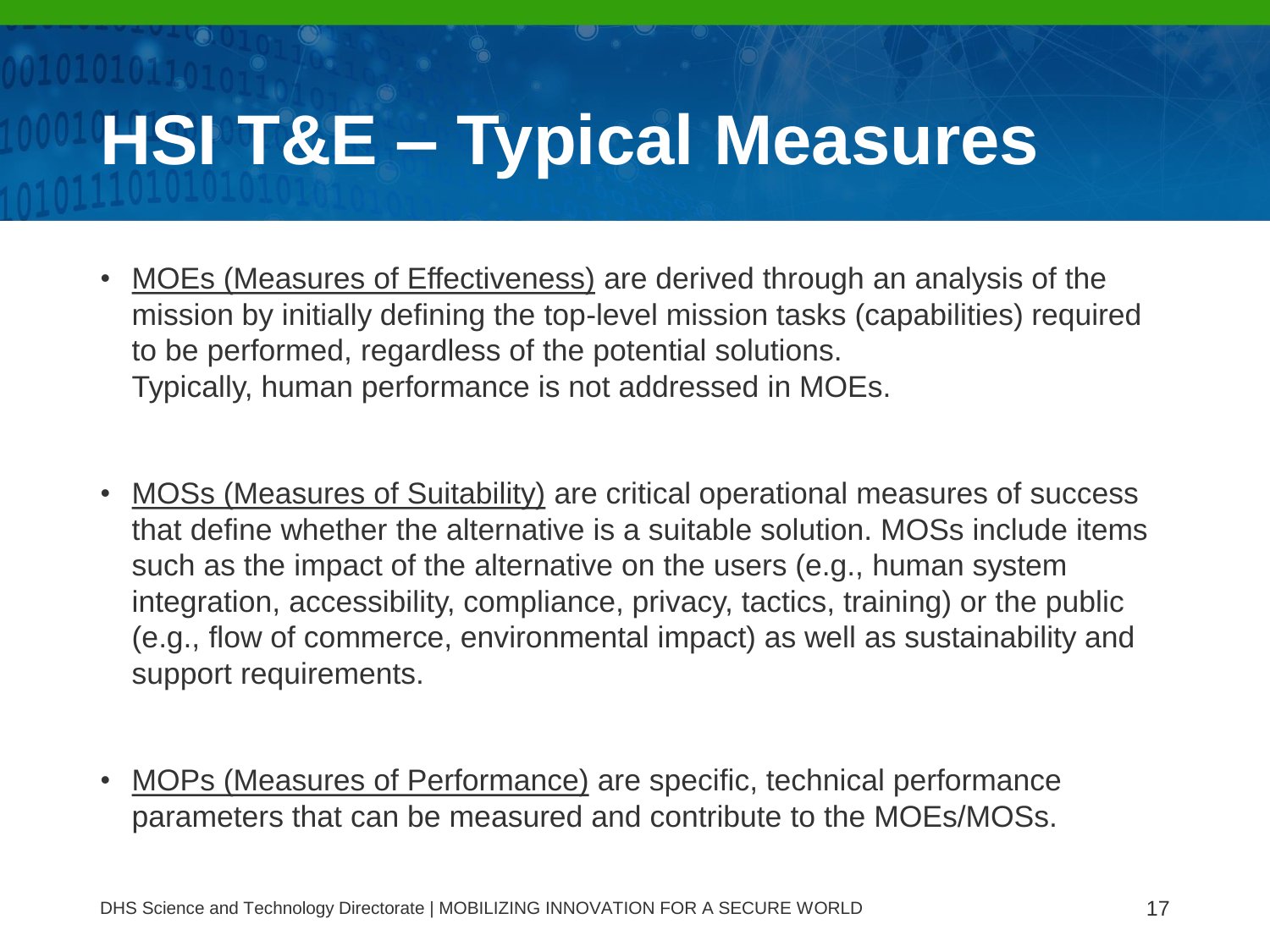# HSI T&E – Typical Measures

- MOEs (Measures of Effectiveness) are derived through an analysis of the mission by initially defining the top-level mission tasks (capabilities) required to be performed, regardless of the potential solutions.
  Typically, human performance is not addressed in MOEs.

- MOSs (Measures of Suitability) are critical operational measures of success that define whether the alternative is a suitable solution. MOSs include items such as the impact of the alternative on the users (e.g., human system integration, accessibility, compliance, privacy, tactics, training) or the public (e.g., flow of commerce, environmental impact) as well as sustainability and support requirements.

- MOPs (Measures of Performance) are specific, technical performance parameters that can be measured and contribute to the MOEs/MOSs.